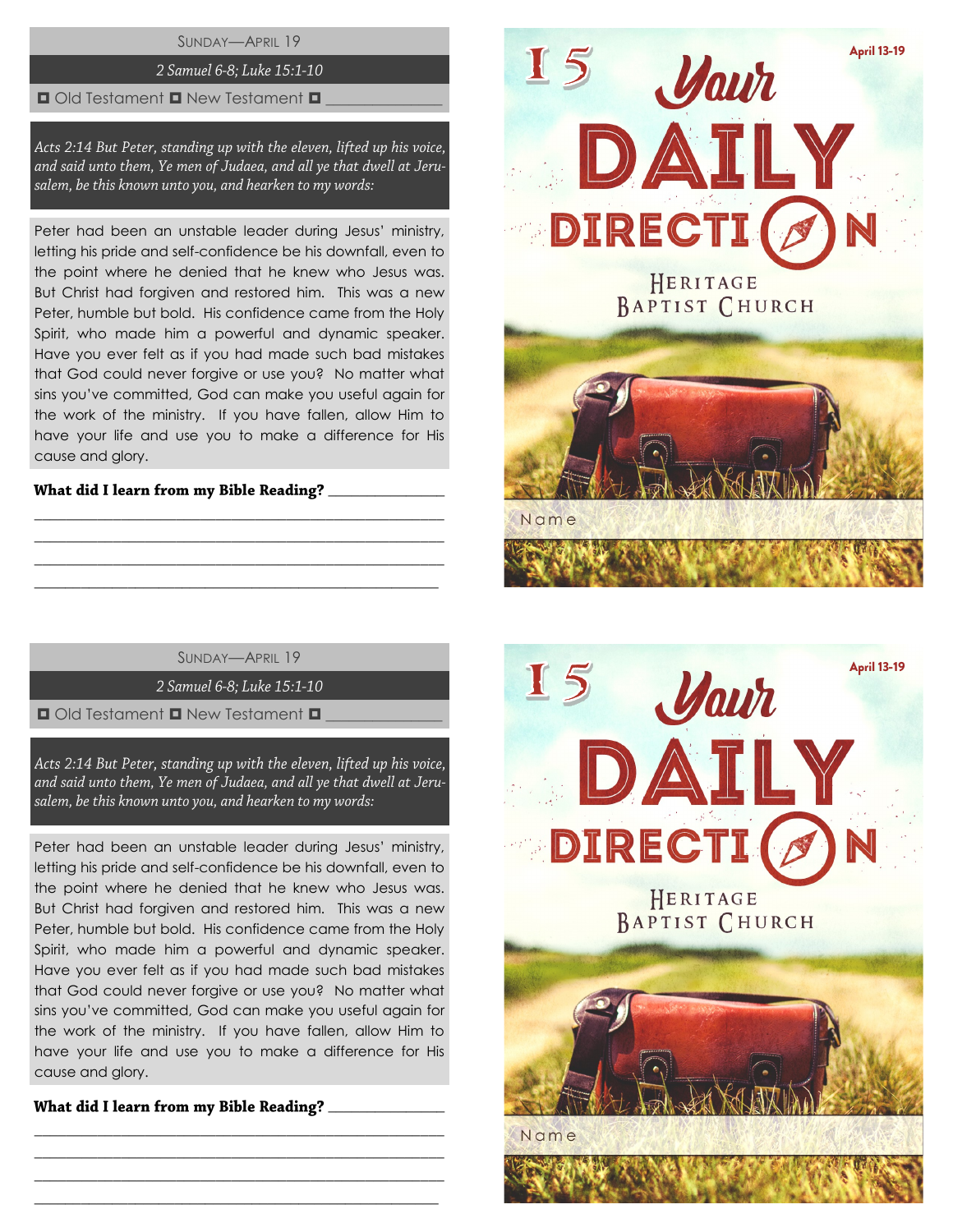SUNDAY—APRIL 19

*2 Samuel 6-8; Luke 15:1-10*

☐ Old Testament ☐ New Testament ☐ ______________

*Acts 2:14 But Peter, standing up with the eleven, lifted up his voice, and said unto them, Ye men of Judaea, and all ye that dwell at Jerusalem, be this known unto you, and hearken to my words:*

Peter had been an unstable leader during Jesus' ministry, letting his pride and self-confidence be his downfall, even to the point where he denied that he knew who Jesus was. But Christ had forgiven and restored him. This was a new Peter, humble but bold. His confidence came from the Holy Spirit, who made him a powerful and dynamic speaker. Have you ever felt as if you had made such bad mistakes that God could never forgive or use you? No matter what sins you've committed, God can make you useful again for the work of the ministry. If you have fallen, allow Him to have your life and use you to make a difference for His cause and glory.

**What did I learn from my Bible Reading?** ______________

________________________________________________

________________________________________________

________________________________________________

________________________________________________

15

April 13-19

# Your DAILY DIRECTION

HERITAGE BAPTIST CHURCH

Name

SUNDAY—APRIL 19

*2 Samuel 6-8; Luke 15:1-10*

☐ Old Testament ☐ New Testament ☐ ______________

*Acts 2:14 But Peter, standing up with the eleven, lifted up his voice, and said unto them, Ye men of Judaea, and all ye that dwell at Jerusalem, be this known unto you, and hearken to my words:*

Peter had been an unstable leader during Jesus' ministry, letting his pride and self-confidence be his downfall, even to the point where he denied that he knew who Jesus was. But Christ had forgiven and restored him. This was a new Peter, humble but bold. His confidence came from the Holy Spirit, who made him a powerful and dynamic speaker. Have you ever felt as if you had made such bad mistakes that God could never forgive or use you? No matter what sins you've committed, God can make you useful again for the work of the ministry. If you have fallen, allow Him to have your life and use you to make a difference for His cause and glory.

**What did I learn from my Bible Reading?** ______________

________________________________________________

________________________________________________

________________________________________________

________________________________________________

15

April 13-19

# Your DAILY DIRECTION

HERITAGE BAPTIST CHURCH

Name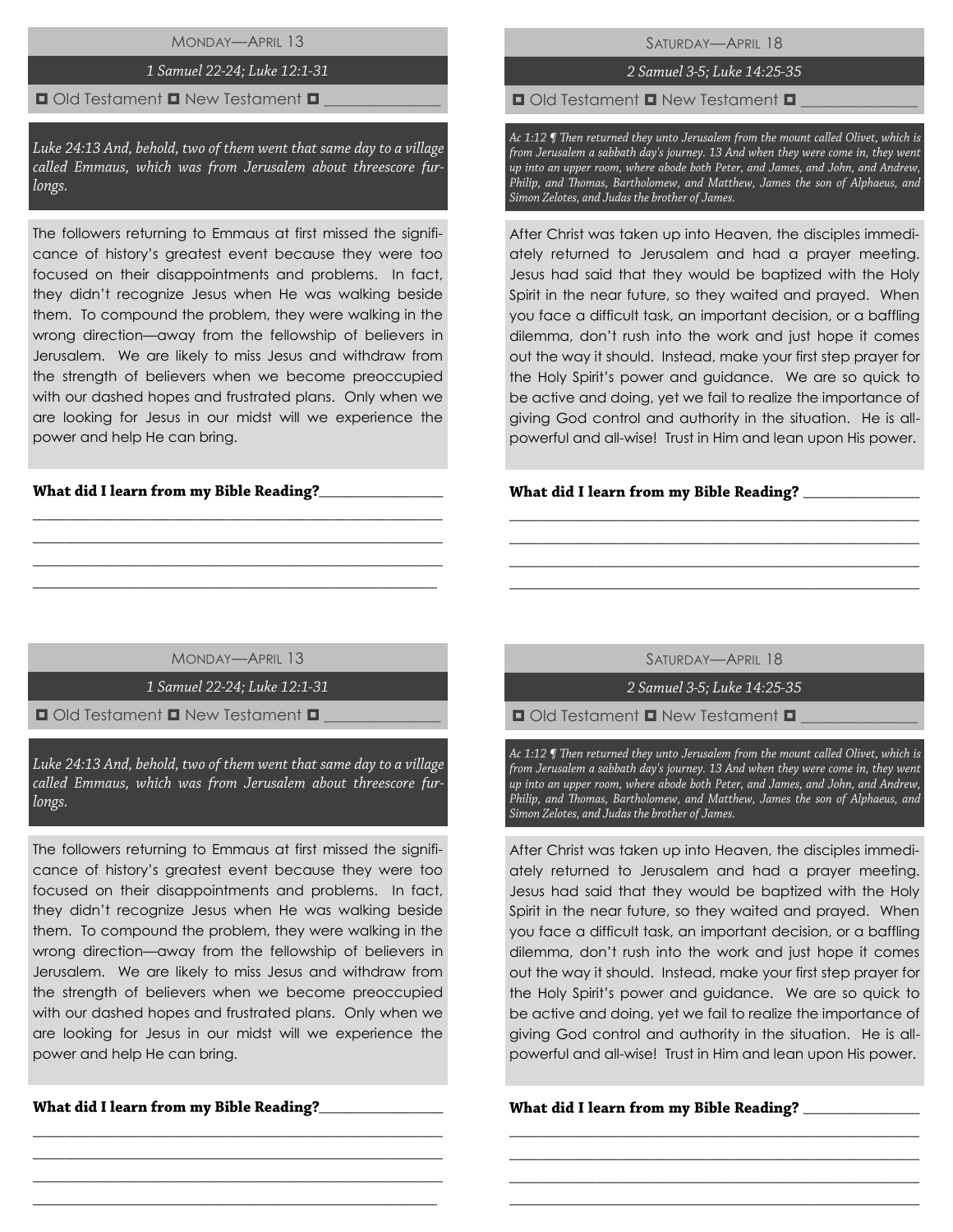## Monday—April 13

*1 Samuel 22-24; Luke 12:1-31*

☐ Old Testament ☐ New Testament ☐ _______________

*Luke 24:13 And, behold, two of them went that same day to a village called Emmaus, which was from Jerusalem about threescore furlongs.*

The followers returning to Emmaus at first missed the significance of history's greatest event because they were too focused on their disappointments and problems. In fact, they didn't recognize Jesus when He was walking beside them. To compound the problem, they were walking in the wrong direction—away from the fellowship of believers in Jerusalem. We are likely to miss Jesus and withdraw from the strength of believers when we become preoccupied with our dashed hopes and frustrated plans. Only when we are looking for Jesus in our midst will we experience the power and help He can bring.

**What did I learn from my Bible Reading?**_________________

_______________________________________________________

_______________________________________________________

_______________________________________________________

_______________________________________________________

## Saturday—April 18

*2 Samuel 3-5; Luke 14:25-35*

☐ Old Testament ☐ New Testament ☐ _______________

*Ac 1:12 ¶ Then returned they unto Jerusalem from the mount called Olivet, which is from Jerusalem a sabbath day's journey. 13 And when they were come in, they went up into an upper room, where abode both Peter, and James, and John, and Andrew, Philip, and Thomas, Bartholomew, and Matthew, James the son of Alphaeus, and Simon Zelotes, and Judas the brother of James.*

After Christ was taken up into Heaven, the disciples immediately returned to Jerusalem and had a prayer meeting. Jesus had said that they would be baptized with the Holy Spirit in the near future, so they waited and prayed. When you face a difficult task, an important decision, or a baffling dilemma, don't rush into the work and just hope it comes out the way it should. Instead, make your first step prayer for the Holy Spirit's power and guidance. We are so quick to be active and doing, yet we fail to realize the importance of giving God control and authority in the situation. He is all-powerful and all-wise! Trust in Him and lean upon His power.

**What did I learn from my Bible Reading?** _________________

_______________________________________________________

_______________________________________________________

_______________________________________________________

_______________________________________________________

## Monday—April 13

*1 Samuel 22-24; Luke 12:1-31*

☐ Old Testament ☐ New Testament ☐ _______________

*Luke 24:13 And, behold, two of them went that same day to a village called Emmaus, which was from Jerusalem about threescore furlongs.*

The followers returning to Emmaus at first missed the significance of history's greatest event because they were too focused on their disappointments and problems. In fact, they didn't recognize Jesus when He was walking beside them. To compound the problem, they were walking in the wrong direction—away from the fellowship of believers in Jerusalem. We are likely to miss Jesus and withdraw from the strength of believers when we become preoccupied with our dashed hopes and frustrated plans. Only when we are looking for Jesus in our midst will we experience the power and help He can bring.

**What did I learn from my Bible Reading?**_________________

_______________________________________________________

_______________________________________________________

_______________________________________________________

_______________________________________________________

## Saturday—April 18

*2 Samuel 3-5; Luke 14:25-35*

☐ Old Testament ☐ New Testament ☐ _______________

*Ac 1:12 ¶ Then returned they unto Jerusalem from the mount called Olivet, which is from Jerusalem a sabbath day's journey. 13 And when they were come in, they went up into an upper room, where abode both Peter, and James, and John, and Andrew, Philip, and Thomas, Bartholomew, and Matthew, James the son of Alphaeus, and Simon Zelotes, and Judas the brother of James.*

After Christ was taken up into Heaven, the disciples immediately returned to Jerusalem and had a prayer meeting. Jesus had said that they would be baptized with the Holy Spirit in the near future, so they waited and prayed. When you face a difficult task, an important decision, or a baffling dilemma, don't rush into the work and just hope it comes out the way it should. Instead, make your first step prayer for the Holy Spirit's power and guidance. We are so quick to be active and doing, yet we fail to realize the importance of giving God control and authority in the situation. He is all-powerful and all-wise! Trust in Him and lean upon His power.

**What did I learn from my Bible Reading?** _________________

_______________________________________________________

_______________________________________________________

_______________________________________________________

_______________________________________________________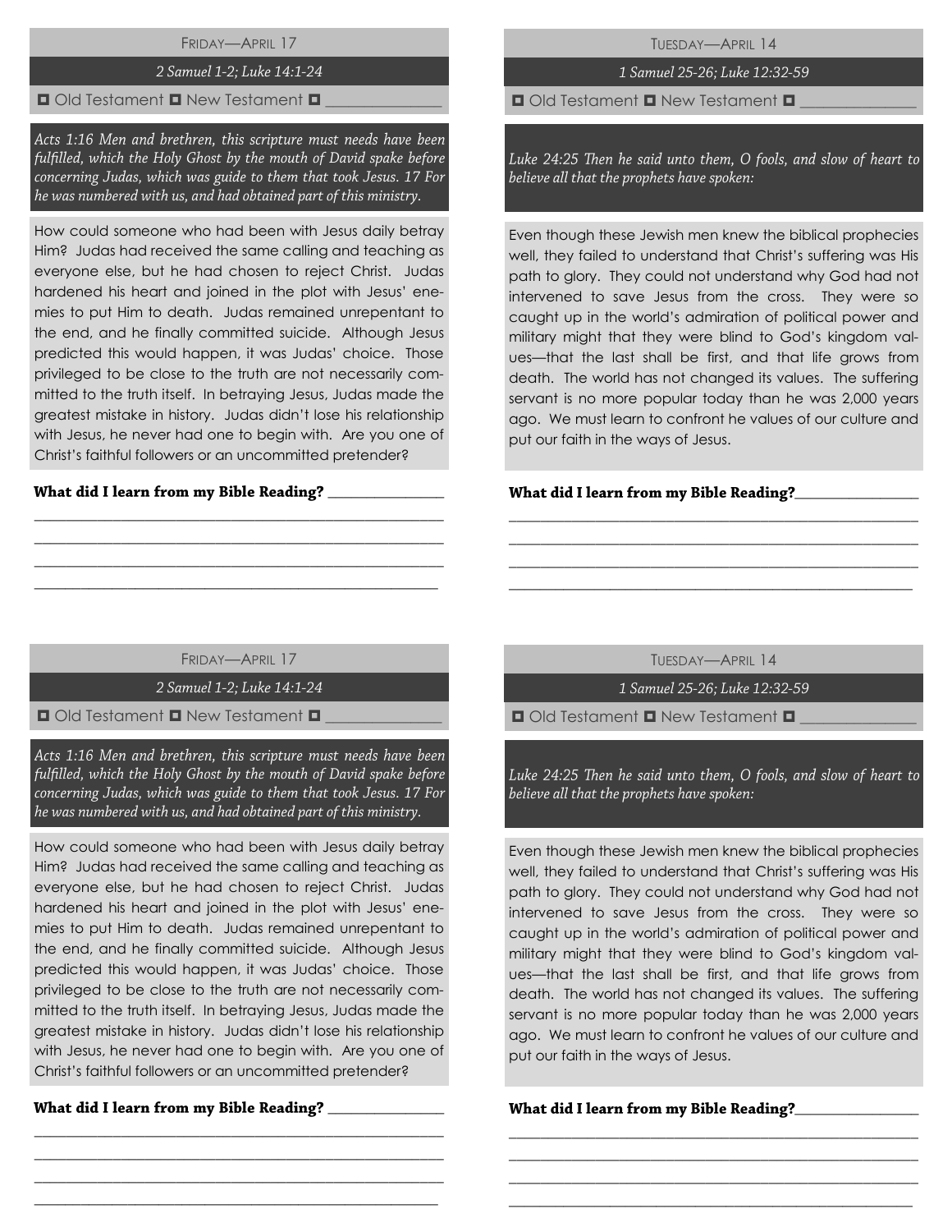## Friday—April 17

*2 Samuel 1-2; Luke 14:1-24*

◘ Old Testament ◘ New Testament ◘ ______________

*Acts 1:16 Men and brethren, this scripture must needs have been fulfilled, which the Holy Ghost by the mouth of David spake before concerning Judas, which was guide to them that took Jesus. 17 For he was numbered with us, and had obtained part of this ministry.*

How could someone who had been with Jesus daily betray Him? Judas had received the same calling and teaching as everyone else, but he had chosen to reject Christ. Judas hardened his heart and joined in the plot with Jesus' enemies to put Him to death. Judas remained unrepentant to the end, and he finally committed suicide. Although Jesus predicted this would happen, it was Judas' choice. Those privileged to be close to the truth are not necessarily committed to the truth itself. In betraying Jesus, Judas made the greatest mistake in history. Judas didn't lose his relationship with Jesus, he never had one to begin with. Are you one of Christ's faithful followers or an uncommitted pretender?

**What did I learn from my Bible Reading?** ______________

______________________________________________

______________________________________________

______________________________________________

______________________________________________

## Tuesday—April 14

*1 Samuel 25-26; Luke 12:32-59*

◘ Old Testament ◘ New Testament ◘ ______________

*Luke 24:25 Then he said unto them, O fools, and slow of heart to believe all that the prophets have spoken:*

Even though these Jewish men knew the biblical prophecies well, they failed to understand that Christ's suffering was His path to glory. They could not understand why God had not intervened to save Jesus from the cross. They were so caught up in the world's admiration of political power and military might that they were blind to God's kingdom values—that the last shall be first, and that life grows from death. The world has not changed its values. The suffering servant is no more popular today than he was 2,000 years ago. We must learn to confront he values of our culture and put our faith in the ways of Jesus.

**What did I learn from my Bible Reading?** ______________

______________________________________________

______________________________________________

______________________________________________

______________________________________________

## Friday—April 17

*2 Samuel 1-2; Luke 14:1-24*

◘ Old Testament ◘ New Testament ◘ ______________

*Acts 1:16 Men and brethren, this scripture must needs have been fulfilled, which the Holy Ghost by the mouth of David spake before concerning Judas, which was guide to them that took Jesus. 17 For he was numbered with us, and had obtained part of this ministry.*

How could someone who had been with Jesus daily betray Him? Judas had received the same calling and teaching as everyone else, but he had chosen to reject Christ. Judas hardened his heart and joined in the plot with Jesus' enemies to put Him to death. Judas remained unrepentant to the end, and he finally committed suicide. Although Jesus predicted this would happen, it was Judas' choice. Those privileged to be close to the truth are not necessarily committed to the truth itself. In betraying Jesus, Judas made the greatest mistake in history. Judas didn't lose his relationship with Jesus, he never had one to begin with. Are you one of Christ's faithful followers or an uncommitted pretender?

**What did I learn from my Bible Reading?** ______________

______________________________________________

______________________________________________

______________________________________________

______________________________________________

## Tuesday—April 14

*1 Samuel 25-26; Luke 12:32-59*

◘ Old Testament ◘ New Testament ◘ ______________

*Luke 24:25 Then he said unto them, O fools, and slow of heart to believe all that the prophets have spoken:*

Even though these Jewish men knew the biblical prophecies well, they failed to understand that Christ's suffering was His path to glory. They could not understand why God had not intervened to save Jesus from the cross. They were so caught up in the world's admiration of political power and military might that they were blind to God's kingdom values—that the last shall be first, and that life grows from death. The world has not changed its values. The suffering servant is no more popular today than he was 2,000 years ago. We must learn to confront he values of our culture and put our faith in the ways of Jesus.

**What did I learn from my Bible Reading?** ______________

______________________________________________

______________________________________________

______________________________________________

______________________________________________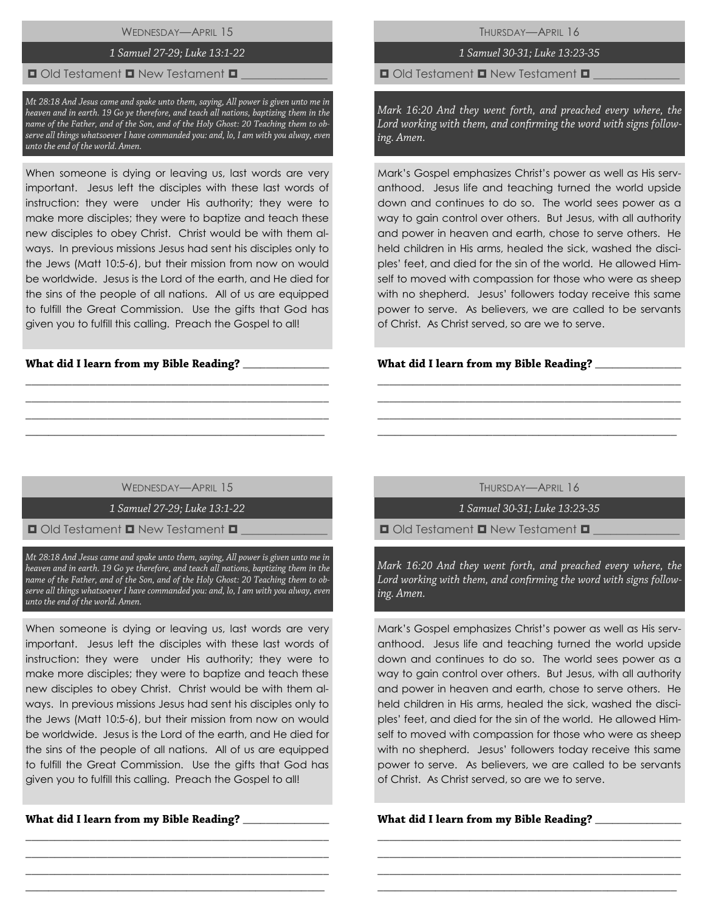## Wednesday—April 15

*1 Samuel 27-29; Luke 13:1-22*

◘ Old Testament ◘ New Testament ◘ _______________

*Mt 28:18 And Jesus came and spake unto them, saying, All power is given unto me in heaven and in earth. 19 Go ye therefore, and teach all nations, baptizing them in the name of the Father, and of the Son, and of the Holy Ghost: 20 Teaching them to observe all things whatsoever I have commanded you: and, lo, I am with you alway, even unto the end of the world. Amen.*

When someone is dying or leaving us, last words are very important. Jesus left the disciples with these last words of instruction: they were under His authority; they were to make more disciples; they were to baptize and teach these new disciples to obey Christ. Christ would be with them always. In previous missions Jesus had sent his disciples only to the Jews (Matt 10:5-6), but their mission from now on would be worldwide. Jesus is the Lord of the earth, and He died for the sins of the people of all nations. All of us are equipped to fulfill the Great Commission. Use the gifts that God has given you to fulfill this calling. Preach the Gospel to all!

**What did I learn from my Bible Reading?** _______________

_______________________________________________________

_______________________________________________________

_______________________________________________________

_______________________________________________________

## Thursday—April 16

*1 Samuel 30-31; Luke 13:23-35*

◘ Old Testament ◘ New Testament ◘ _______________

*Mark 16:20 And they went forth, and preached every where, the Lord working with them, and confirming the word with signs following. Amen.*

Mark's Gospel emphasizes Christ's power as well as His servanthood. Jesus life and teaching turned the world upside down and continues to do so. The world sees power as a way to gain control over others. But Jesus, with all authority and power in heaven and earth, chose to serve others. He held children in His arms, healed the sick, washed the disciples' feet, and died for the sin of the world. He allowed Himself to moved with compassion for those who were as sheep with no shepherd. Jesus' followers today receive this same power to serve. As believers, we are called to be servants of Christ. As Christ served, so are we to serve.

**What did I learn from my Bible Reading?** _______________

_______________________________________________________

_______________________________________________________

_______________________________________________________

_______________________________________________________

## Wednesday—April 15

*1 Samuel 27-29; Luke 13:1-22*

◘ Old Testament ◘ New Testament ◘ _______________

*Mt 28:18 And Jesus came and spake unto them, saying, All power is given unto me in heaven and in earth. 19 Go ye therefore, and teach all nations, baptizing them in the name of the Father, and of the Son, and of the Holy Ghost: 20 Teaching them to observe all things whatsoever I have commanded you: and, lo, I am with you alway, even unto the end of the world. Amen.*

When someone is dying or leaving us, last words are very important. Jesus left the disciples with these last words of instruction: they were under His authority; they were to make more disciples; they were to baptize and teach these new disciples to obey Christ. Christ would be with them always. In previous missions Jesus had sent his disciples only to the Jews (Matt 10:5-6), but their mission from now on would be worldwide. Jesus is the Lord of the earth, and He died for the sins of the people of all nations. All of us are equipped to fulfill the Great Commission. Use the gifts that God has given you to fulfill this calling. Preach the Gospel to all!

**What did I learn from my Bible Reading?** _______________

_______________________________________________________

_______________________________________________________

_______________________________________________________

_______________________________________________________

## Thursday—April 16

*1 Samuel 30-31; Luke 13:23-35*

◘ Old Testament ◘ New Testament ◘ _______________

*Mark 16:20 And they went forth, and preached every where, the Lord working with them, and confirming the word with signs following. Amen.*

Mark's Gospel emphasizes Christ's power as well as His servanthood. Jesus life and teaching turned the world upside down and continues to do so. The world sees power as a way to gain control over others. But Jesus, with all authority and power in heaven and earth, chose to serve others. He held children in His arms, healed the sick, washed the disciples' feet, and died for the sin of the world. He allowed Himself to moved with compassion for those who were as sheep with no shepherd. Jesus' followers today receive this same power to serve. As believers, we are called to be servants of Christ. As Christ served, so are we to serve.

**What did I learn from my Bible Reading?** _______________

_______________________________________________________

_______________________________________________________

_______________________________________________________

_______________________________________________________